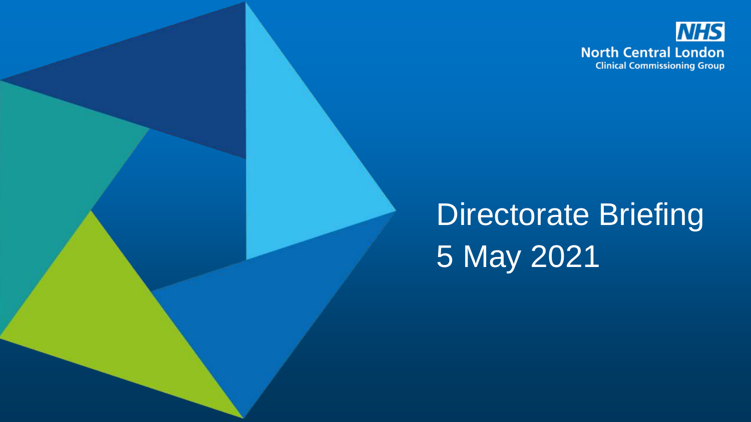NHS
North Central London
Clinical Commissioning Group

# Directorate Briefing
5 May 2021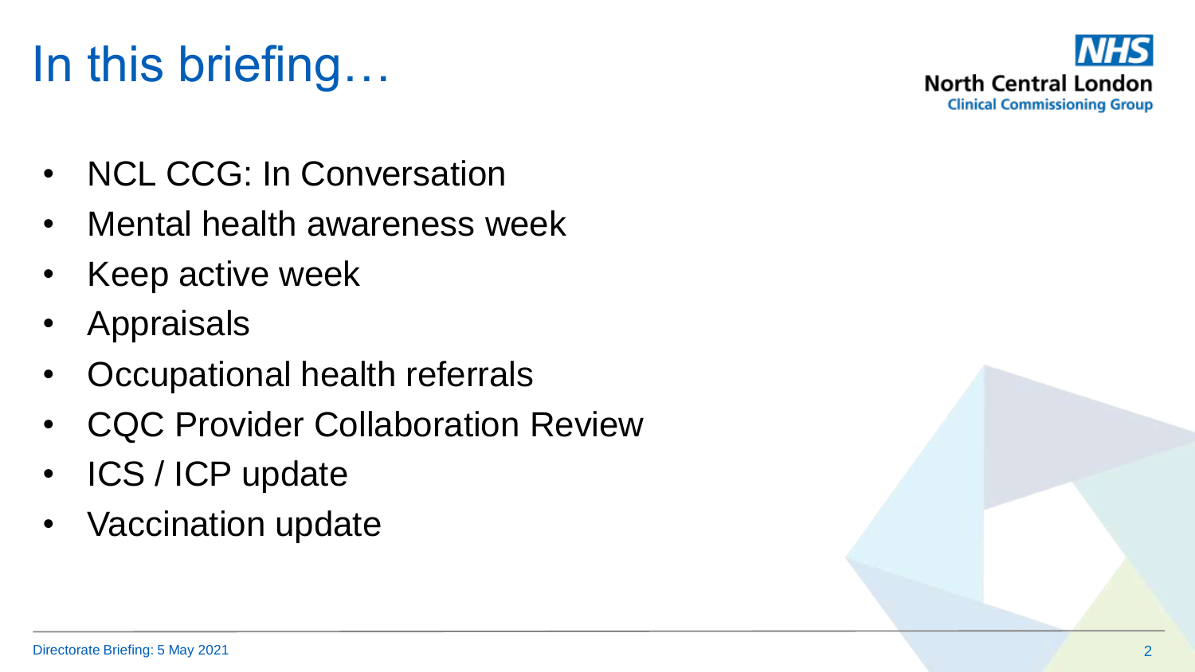# In this briefing…

- NCL CCG: In Conversation
- Mental health awareness week
- Keep active week
- Appraisals
- Occupational health referrals
- CQC Provider Collaboration Review
- ICS / ICP update
- Vaccination update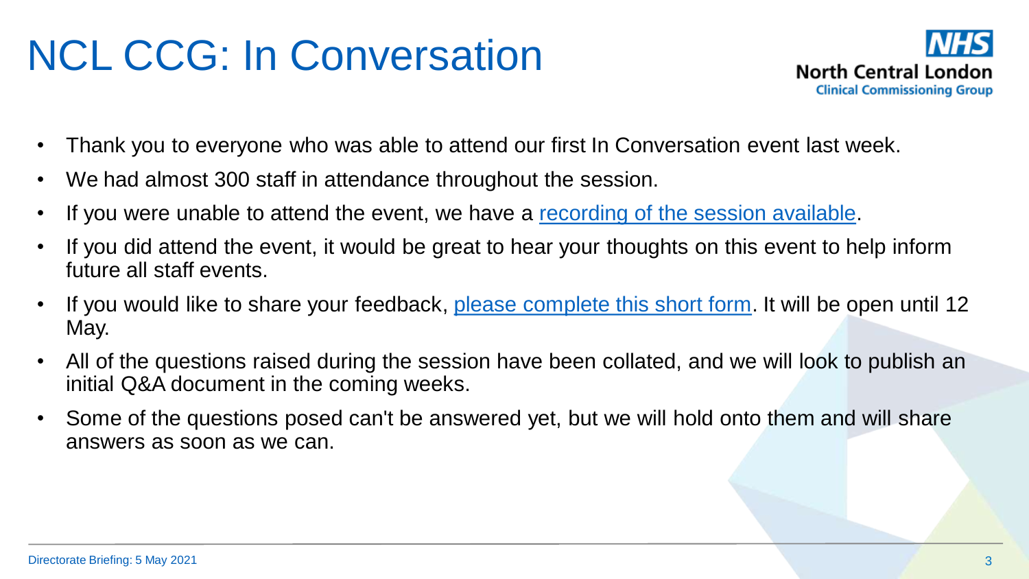# NCL CCG: In Conversation

- Thank you to everyone who was able to attend our first In Conversation event last week.
- We had almost 300 staff in attendance throughout the session.
- If you were unable to attend the event, we have a recording of the session available.
- If you did attend the event, it would be great to hear your thoughts on this event to help inform future all staff events.
- If you would like to share your feedback, please complete this short form. It will be open until 12 May.
- All of the questions raised during the session have been collated, and we will look to publish an initial Q&A document in the coming weeks.
- Some of the questions posed can't be answered yet, but we will hold onto them and will share answers as soon as we can.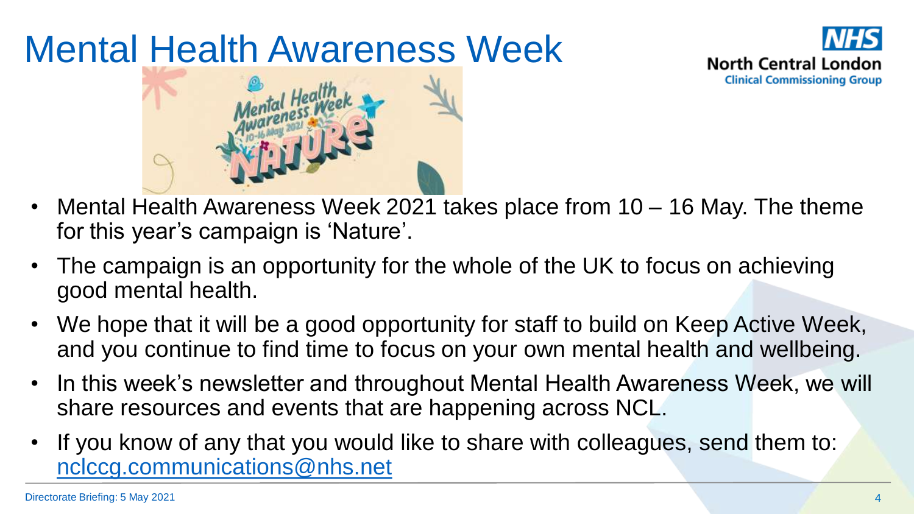# Mental Health Awareness Week

- Mental Health Awareness Week 2021 takes place from 10 – 16 May. The theme for this year's campaign is 'Nature'.
- The campaign is an opportunity for the whole of the UK to focus on achieving good mental health.
- We hope that it will be a good opportunity for staff to build on Keep Active Week, and you continue to find time to focus on your own mental health and wellbeing.
- In this week's newsletter and throughout Mental Health Awareness Week, we will share resources and events that are happening across NCL.
- If you know of any that you would like to share with colleagues, send them to: nclccg.communications@nhs.net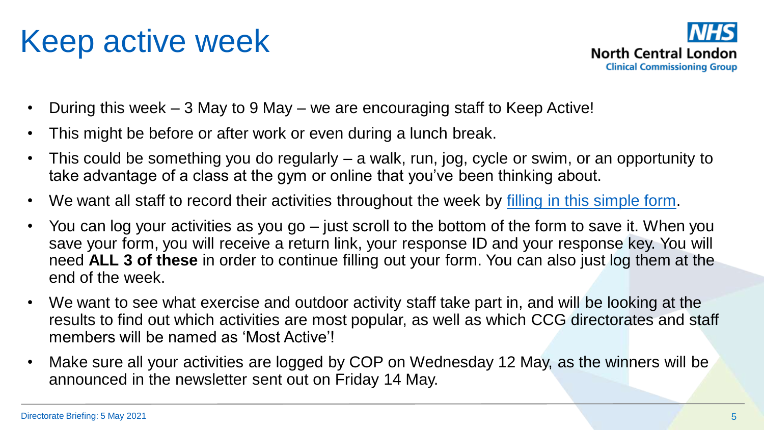# Keep active week

- During this week – 3 May to 9 May – we are encouraging staff to Keep Active!
- This might be before or after work or even during a lunch break.
- This could be something you do regularly – a walk, run, jog, cycle or swim, or an opportunity to take advantage of a class at the gym or online that you've been thinking about.
- We want all staff to record their activities throughout the week by filling in this simple form.
- You can log your activities as you go – just scroll to the bottom of the form to save it. When you save your form, you will receive a return link, your response ID and your response key. You will need **ALL 3 of these** in order to continue filling out your form. You can also just log them at the end of the week.
- We want to see what exercise and outdoor activity staff take part in, and will be looking at the results to find out which activities are most popular, as well as which CCG directorates and staff members will be named as 'Most Active'!
- Make sure all your activities are logged by COP on Wednesday 12 May, as the winners will be announced in the newsletter sent out on Friday 14 May.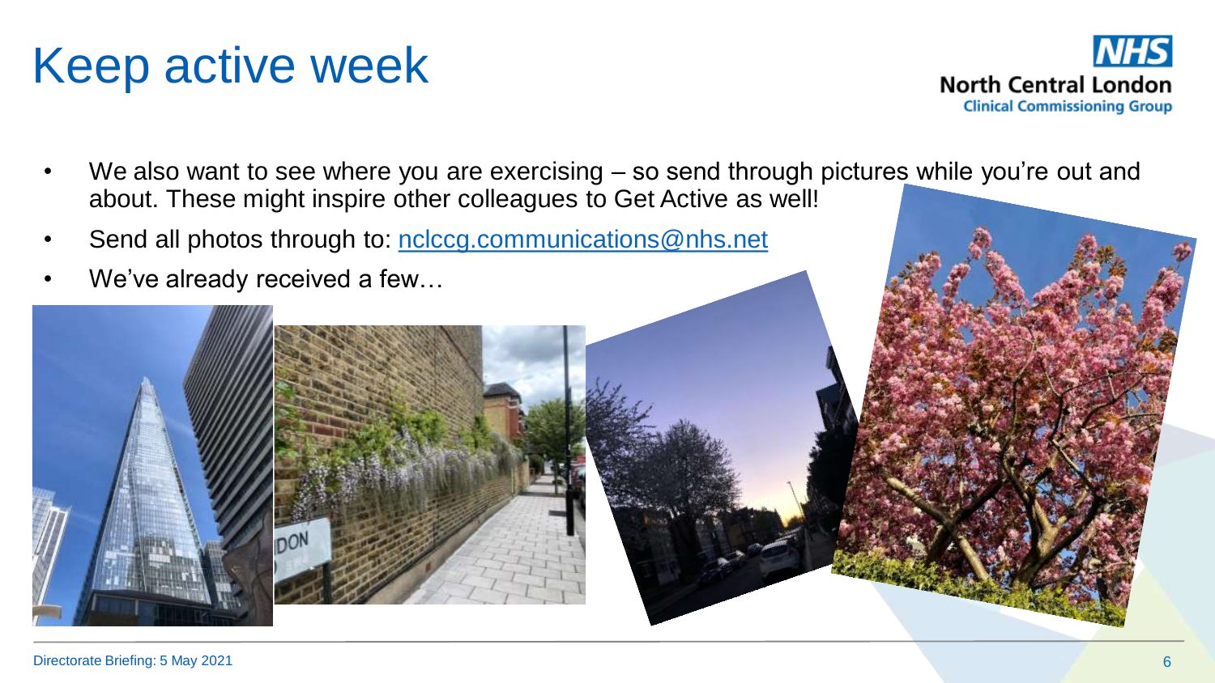# Keep active week

- We also want to see where you are exercising – so send through pictures while you're out and about. These might inspire other colleagues to Get Active as well!
- Send all photos through to: [nclccg.communications@nhs.net](mailto:nclccg.communications@nhs.net)
- We've already received a few…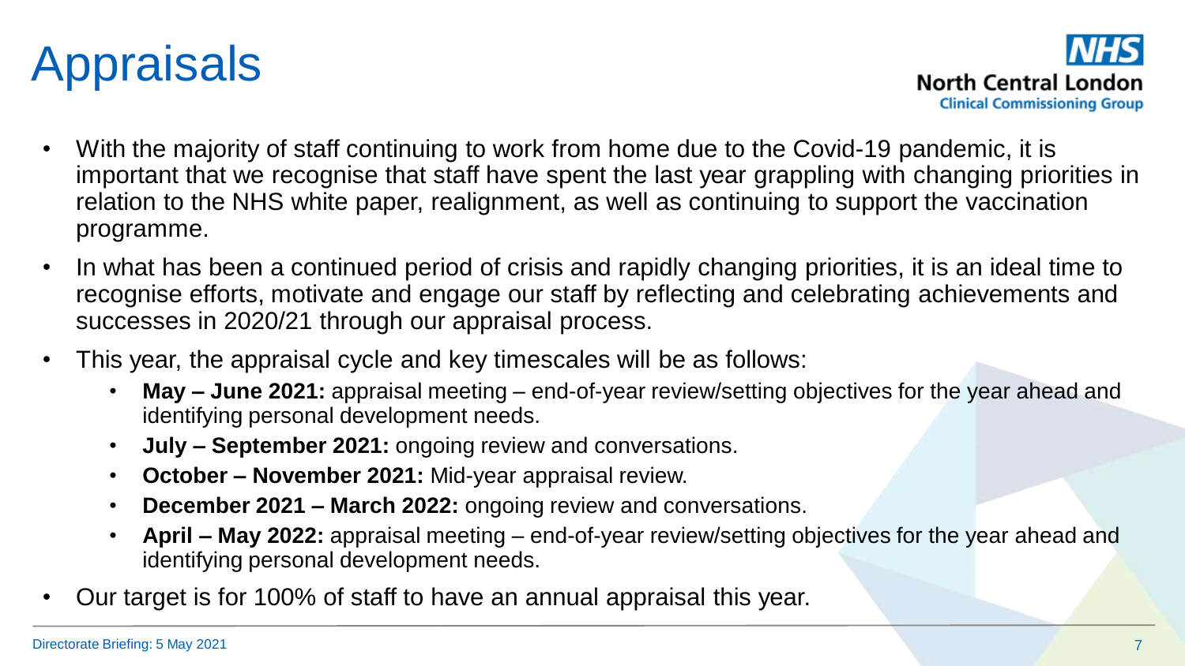# Appraisals

- With the majority of staff continuing to work from home due to the Covid-19 pandemic, it is important that we recognise that staff have spent the last year grappling with changing priorities in relation to the NHS white paper, realignment, as well as continuing to support the vaccination programme.
- In what has been a continued period of crisis and rapidly changing priorities, it is an ideal time to recognise efforts, motivate and engage our staff by reflecting and celebrating achievements and successes in 2020/21 through our appraisal process.
- This year, the appraisal cycle and key timescales will be as follows:
    - **May – June 2021:** appraisal meeting – end-of-year review/setting objectives for the year ahead and identifying personal development needs.
    - **July – September 2021:** ongoing review and conversations.
    - **October – November 2021:** Mid-year appraisal review.
    - **December 2021 – March 2022:** ongoing review and conversations.
    - **April – May 2022:** appraisal meeting – end-of-year review/setting objectives for the year ahead and identifying personal development needs.
- Our target is for 100% of staff to have an annual appraisal this year.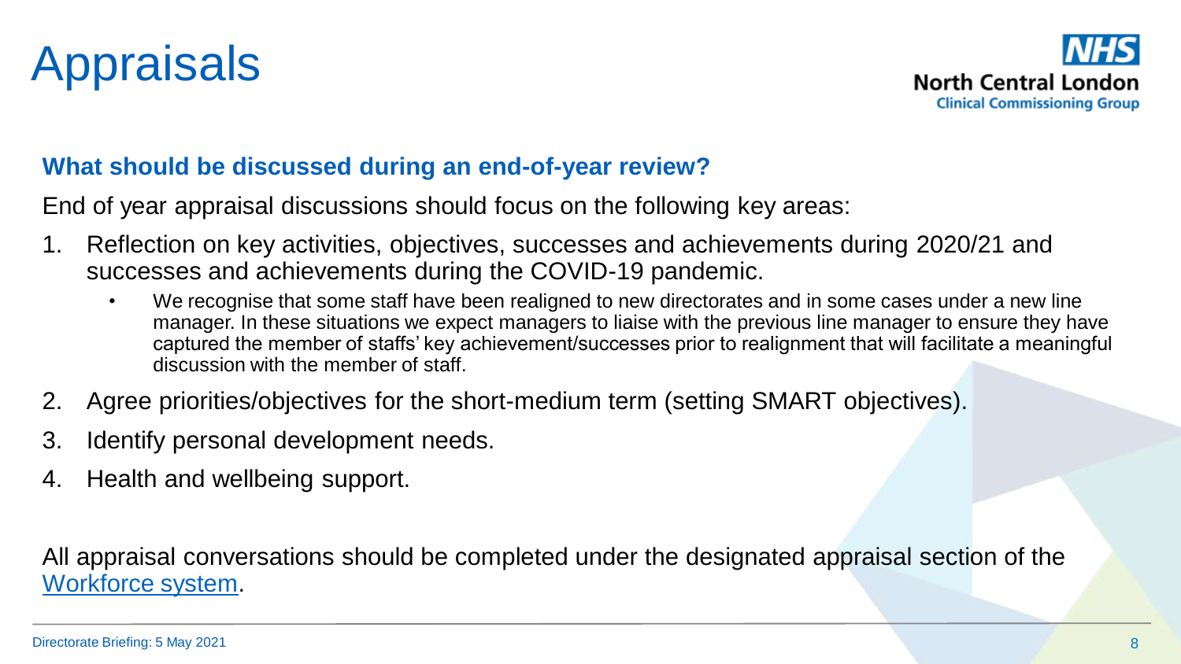# Appraisals

NHS North Central London Clinical Commissioning Group

### What should be discussed during an end-of-year review?

End of year appraisal discussions should focus on the following key areas:

1. Reflection on key activities, objectives, successes and achievements during 2020/21 and successes and achievements during the COVID-19 pandemic.
   - We recognise that some staff have been realigned to new directorates and in some cases under a new line manager. In these situations we expect managers to liaise with the previous line manager to ensure they have captured the member of staffs' key achievement/successes prior to realignment that will facilitate a meaningful discussion with the member of staff.
2. Agree priorities/objectives for the short-medium term (setting SMART objectives).
3. Identify personal development needs.
4. Health and wellbeing support.

All appraisal conversations should be completed under the designated appraisal section of the Workforce system.

Directorate Briefing: 5 May 2021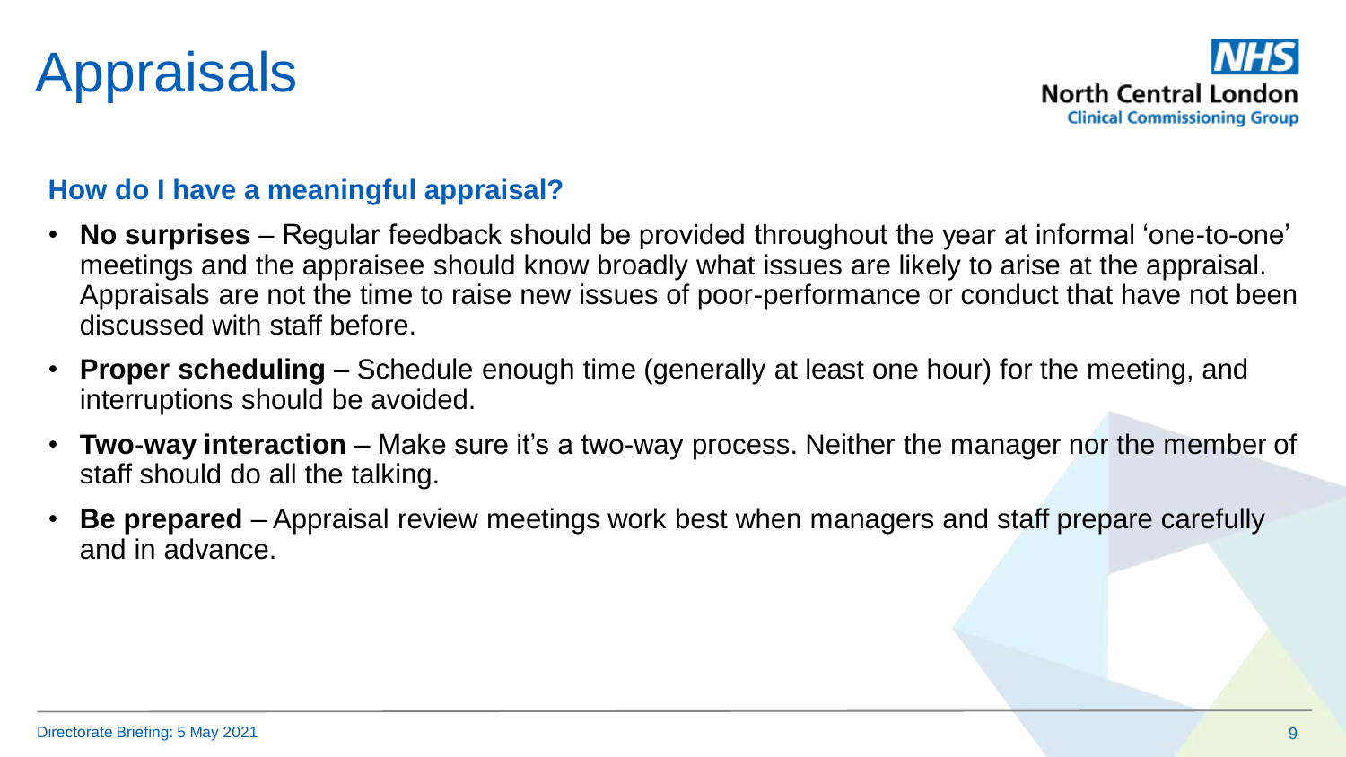# Appraisals

### How do I have a meaningful appraisal?

- **No surprises** – Regular feedback should be provided throughout the year at informal 'one-to-one' meetings and the appraisee should know broadly what issues are likely to arise at the appraisal. Appraisals are not the time to raise new issues of poor-performance or conduct that have not been discussed with staff before.
- **Proper scheduling** – Schedule enough time (generally at least one hour) for the meeting, and interruptions should be avoided.
- **Two-way interaction** – Make sure it's a two-way process. Neither the manager nor the member of staff should do all the talking.
- **Be prepared** – Appraisal review meetings work best when managers and staff prepare carefully and in advance.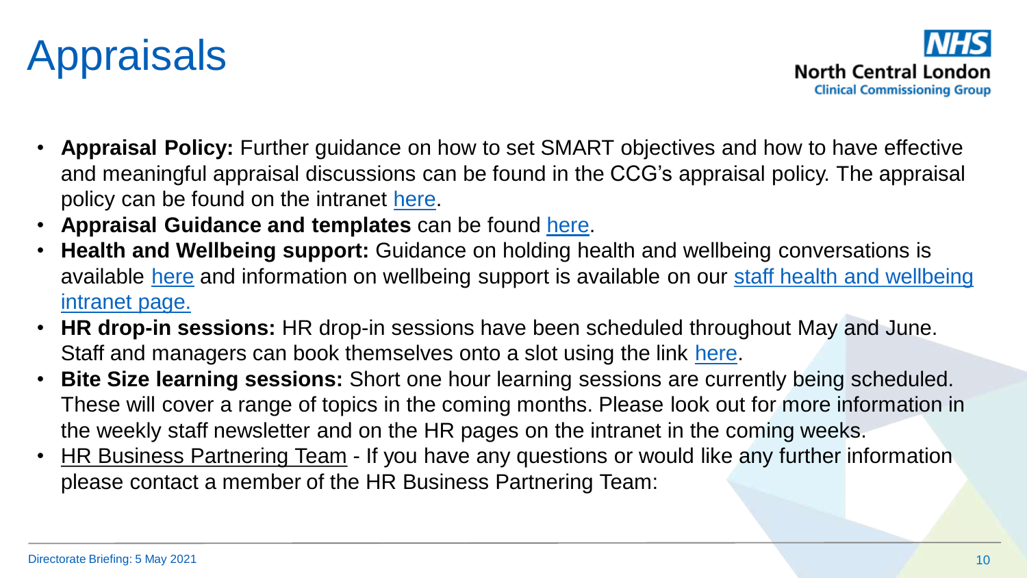# Appraisals

- **Appraisal Policy:** Further guidance on how to set SMART objectives and how to have effective and meaningful appraisal discussions can be found in the CCG's appraisal policy. The appraisal policy can be found on the intranet here.
- **Appraisal Guidance and templates** can be found here.
- **Health and Wellbeing support:** Guidance on holding health and wellbeing conversations is available here and information on wellbeing support is available on our staff health and wellbeing intranet page.
- **HR drop-in sessions:** HR drop-in sessions have been scheduled throughout May and June. Staff and managers can book themselves onto a slot using the link here.
- **Bite Size learning sessions:** Short one hour learning sessions are currently being scheduled. These will cover a range of topics in the coming months. Please look out for more information in the weekly staff newsletter and on the HR pages on the intranet in the coming weeks.
- HR Business Partnering Team - If you have any questions or would like any further information please contact a member of the HR Business Partnering Team: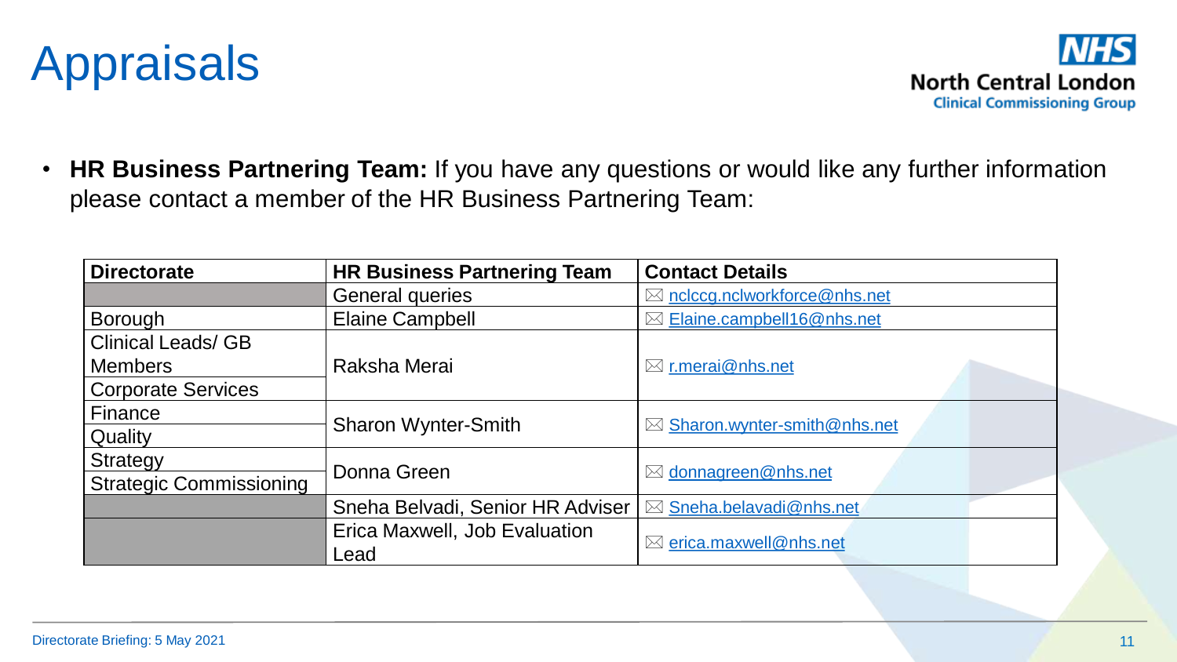# Appraisals

- **HR Business Partnering Team:** If you have any questions or would like any further information please contact a member of the HR Business Partnering Team:

| Directorate | HR Business Partnering Team | Contact Details |
|---|---|---|
| | General queries | ✉ nclccg.nclworkforce@nhs.net |
| Borough | Elaine Campbell | ✉ Elaine.campbell16@nhs.net |
| Clinical Leads/ GB Members | Raksha Merai | ✉ r.merai@nhs.net |
| Corporate Services | | |
| Finance | Sharon Wynter-Smith | ✉ Sharon.wynter-smith@nhs.net |
| Quality | | |
| Strategy | Donna Green | ✉ donnagreen@nhs.net |
| Strategic Commissioning | | |
| | Sneha Belvadi, Senior HR Adviser | ✉ Sneha.belavadi@nhs.net |
| | Erica Maxwell, Job Evaluation Lead | ✉ erica.maxwell@nhs.net |

Directorate Briefing: 5 May 2021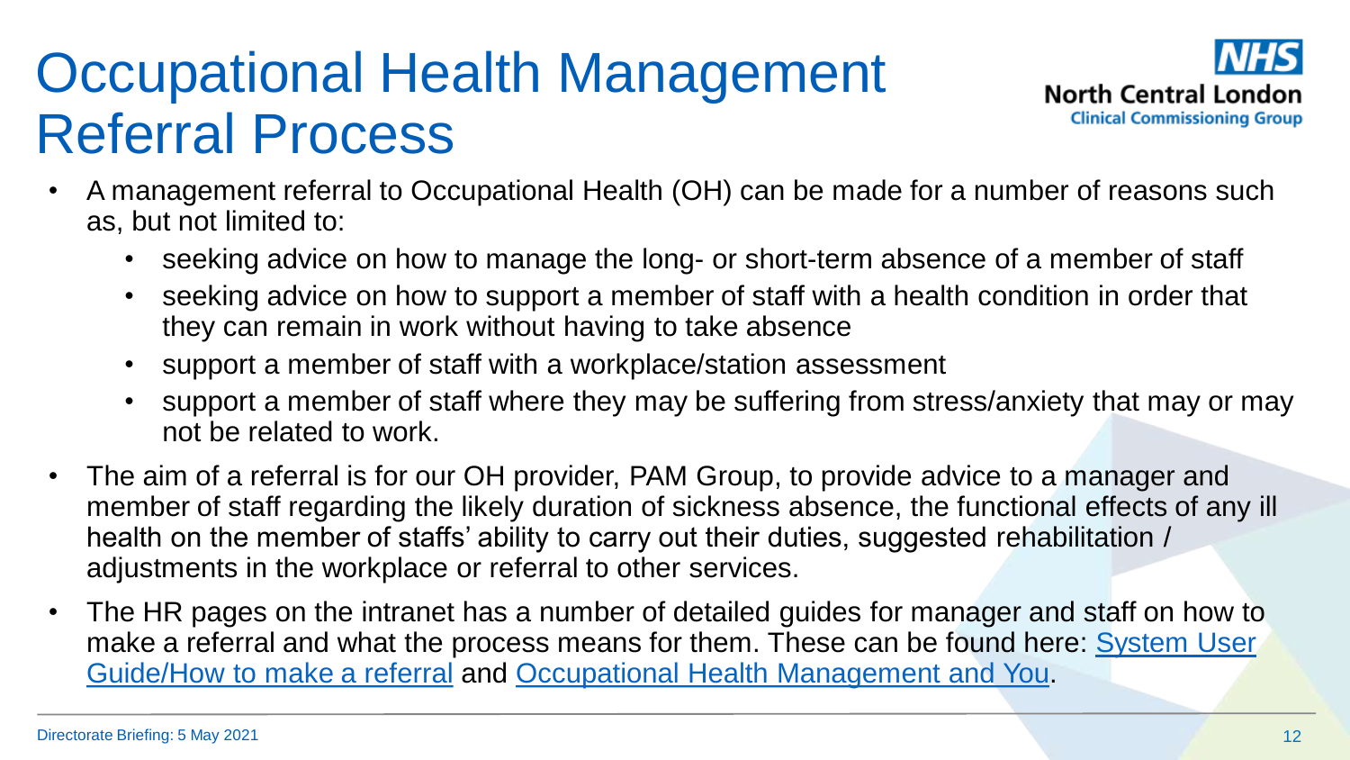# Occupational Health Management Referral Process

- A management referral to Occupational Health (OH) can be made for a number of reasons such as, but not limited to:
  - seeking advice on how to manage the long- or short-term absence of a member of staff
  - seeking advice on how to support a member of staff with a health condition in order that they can remain in work without having to take absence
  - support a member of staff with a workplace/station assessment
  - support a member of staff where they may be suffering from stress/anxiety that may or may not be related to work.
- The aim of a referral is for our OH provider, PAM Group, to provide advice to a manager and member of staff regarding the likely duration of sickness absence, the functional effects of any ill health on the member of staffs' ability to carry out their duties, suggested rehabilitation / adjustments in the workplace or referral to other services.
- The HR pages on the intranet has a number of detailed guides for manager and staff on how to make a referral and what the process means for them. These can be found here: System User Guide/How to make a referral and Occupational Health Management and You.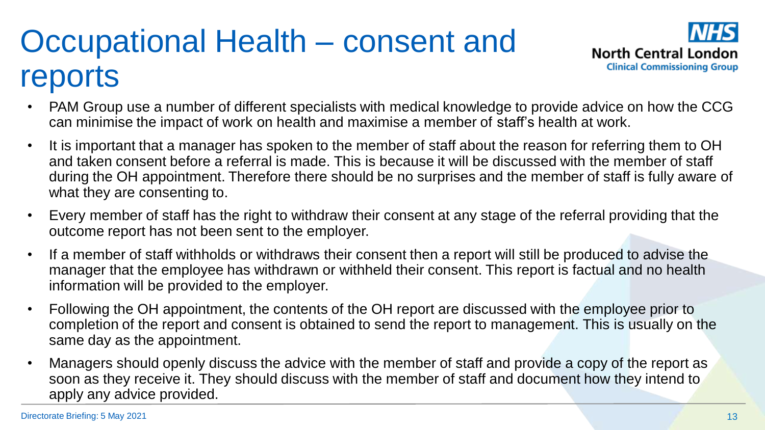# Occupational Health – consent and reports

- PAM Group use a number of different specialists with medical knowledge to provide advice on how the CCG can minimise the impact of work on health and maximise a member of staff's health at work.
- It is important that a manager has spoken to the member of staff about the reason for referring them to OH and taken consent before a referral is made. This is because it will be discussed with the member of staff during the OH appointment. Therefore there should be no surprises and the member of staff is fully aware of what they are consenting to.
- Every member of staff has the right to withdraw their consent at any stage of the referral providing that the outcome report has not been sent to the employer.
- If a member of staff withholds or withdraws their consent then a report will still be produced to advise the manager that the employee has withdrawn or withheld their consent. This report is factual and no health information will be provided to the employer.
- Following the OH appointment, the contents of the OH report are discussed with the employee prior to completion of the report and consent is obtained to send the report to management. This is usually on the same day as the appointment.
- Managers should openly discuss the advice with the member of staff and provide a copy of the report as soon as they receive it. They should discuss with the member of staff and document how they intend to apply any advice provided.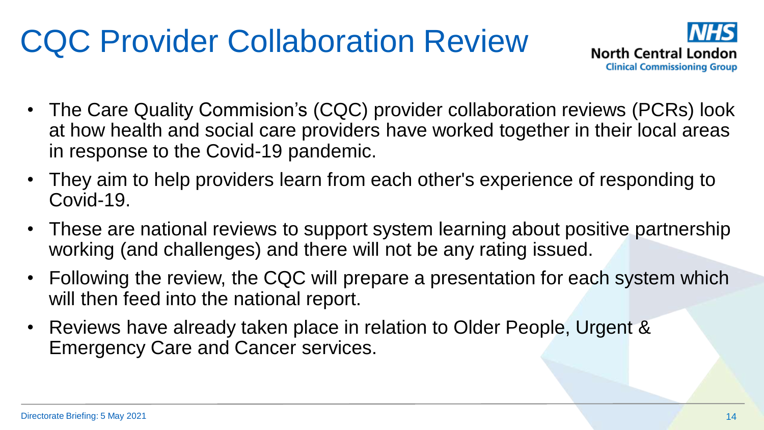# CQC Provider Collaboration Review

- The Care Quality Commision's (CQC) provider collaboration reviews (PCRs) look at how health and social care providers have worked together in their local areas in response to the Covid-19 pandemic.
- They aim to help providers learn from each other's experience of responding to Covid-19.
- These are national reviews to support system learning about positive partnership working (and challenges) and there will not be any rating issued.
- Following the review, the CQC will prepare a presentation for each system which will then feed into the national report.
- Reviews have already taken place in relation to Older People, Urgent & Emergency Care and Cancer services.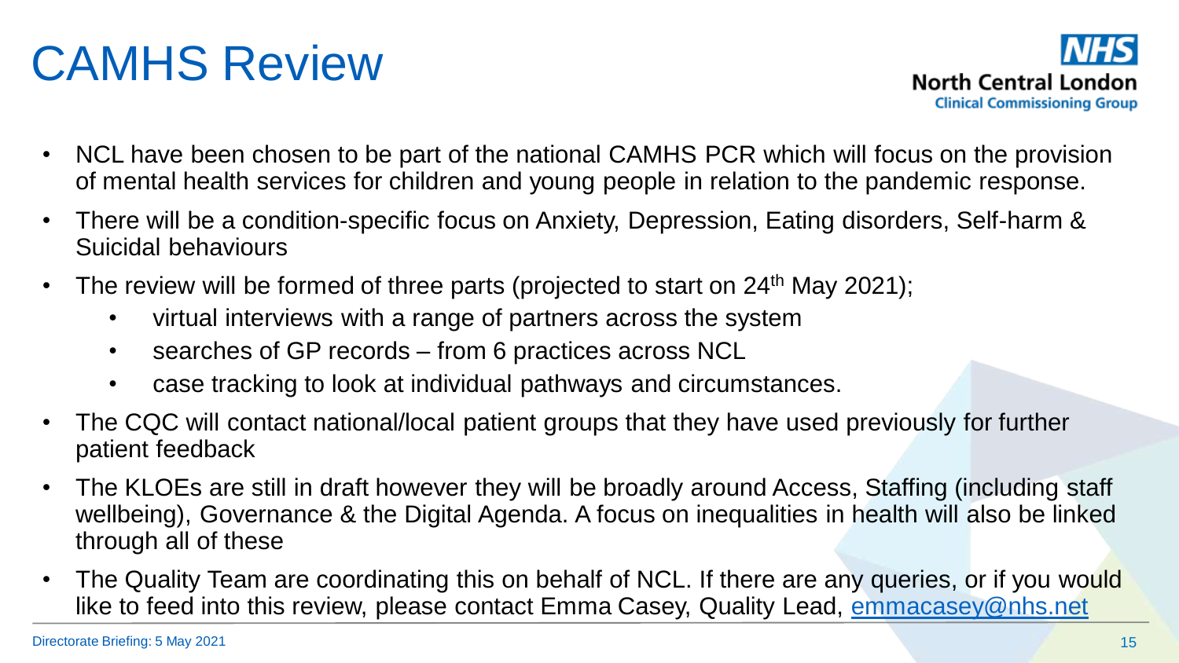# CAMHS Review

- NCL have been chosen to be part of the national CAMHS PCR which will focus on the provision of mental health services for children and young people in relation to the pandemic response.
- There will be a condition-specific focus on Anxiety, Depression, Eating disorders, Self-harm & Suicidal behaviours
- The review will be formed of three parts (projected to start on 24th May 2021);
  - virtual interviews with a range of partners across the system
  - searches of GP records – from 6 practices across NCL
  - case tracking to look at individual pathways and circumstances.
- The CQC will contact national/local patient groups that they have used previously for further patient feedback
- The KLOEs are still in draft however they will be broadly around Access, Staffing (including staff wellbeing), Governance & the Digital Agenda. A focus on inequalities in health will also be linked through all of these
- The Quality Team are coordinating this on behalf of NCL. If there are any queries, or if you would like to feed into this review, please contact Emma Casey, Quality Lead, emmacasey@nhs.net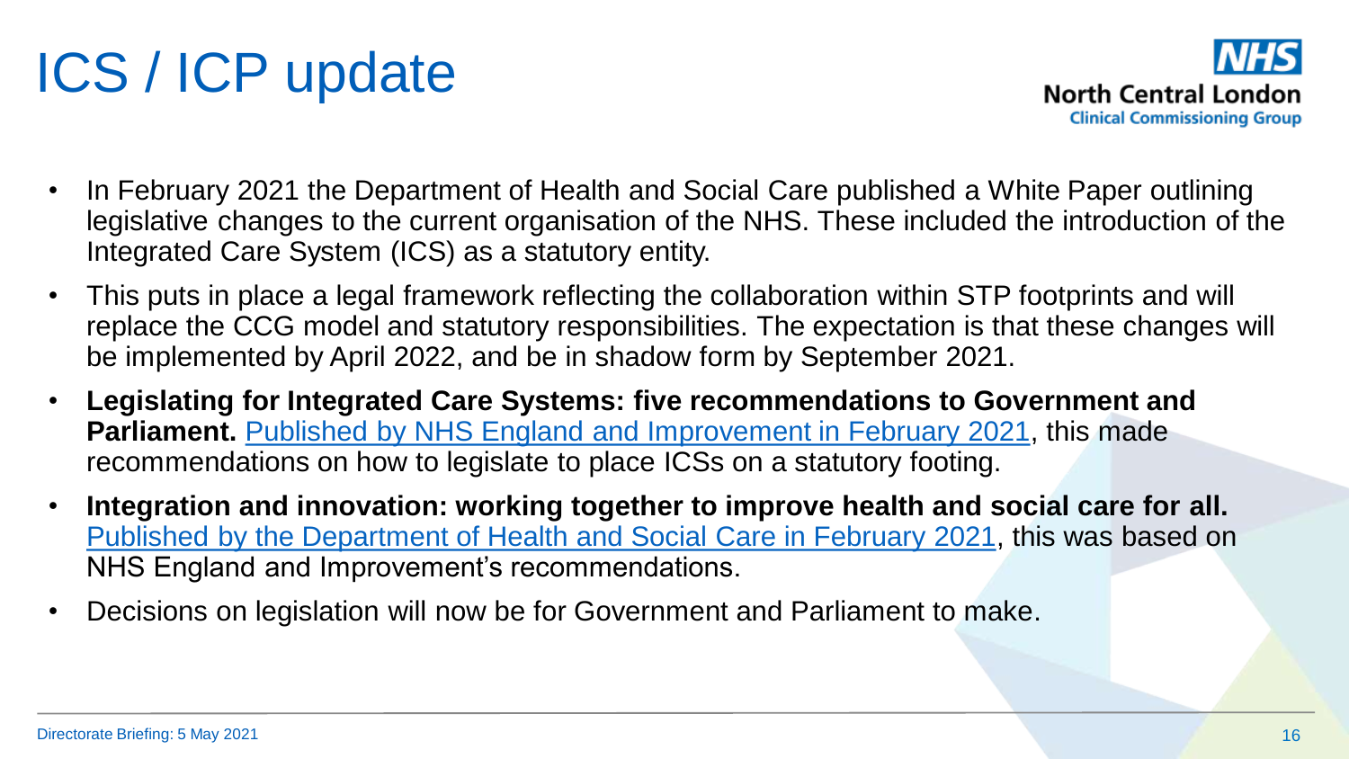# ICS / ICP update

- In February 2021 the Department of Health and Social Care published a White Paper outlining legislative changes to the current organisation of the NHS. These included the introduction of the Integrated Care System (ICS) as a statutory entity.
- This puts in place a legal framework reflecting the collaboration within STP footprints and will replace the CCG model and statutory responsibilities. The expectation is that these changes will be implemented by April 2022, and be in shadow form by September 2021.
- **Legislating for Integrated Care Systems: five recommendations to Government and Parliament.** Published by NHS England and Improvement in February 2021, this made recommendations on how to legislate to place ICSs on a statutory footing.
- **Integration and innovation: working together to improve health and social care for all.** Published by the Department of Health and Social Care in February 2021, this was based on NHS England and Improvement's recommendations.
- Decisions on legislation will now be for Government and Parliament to make.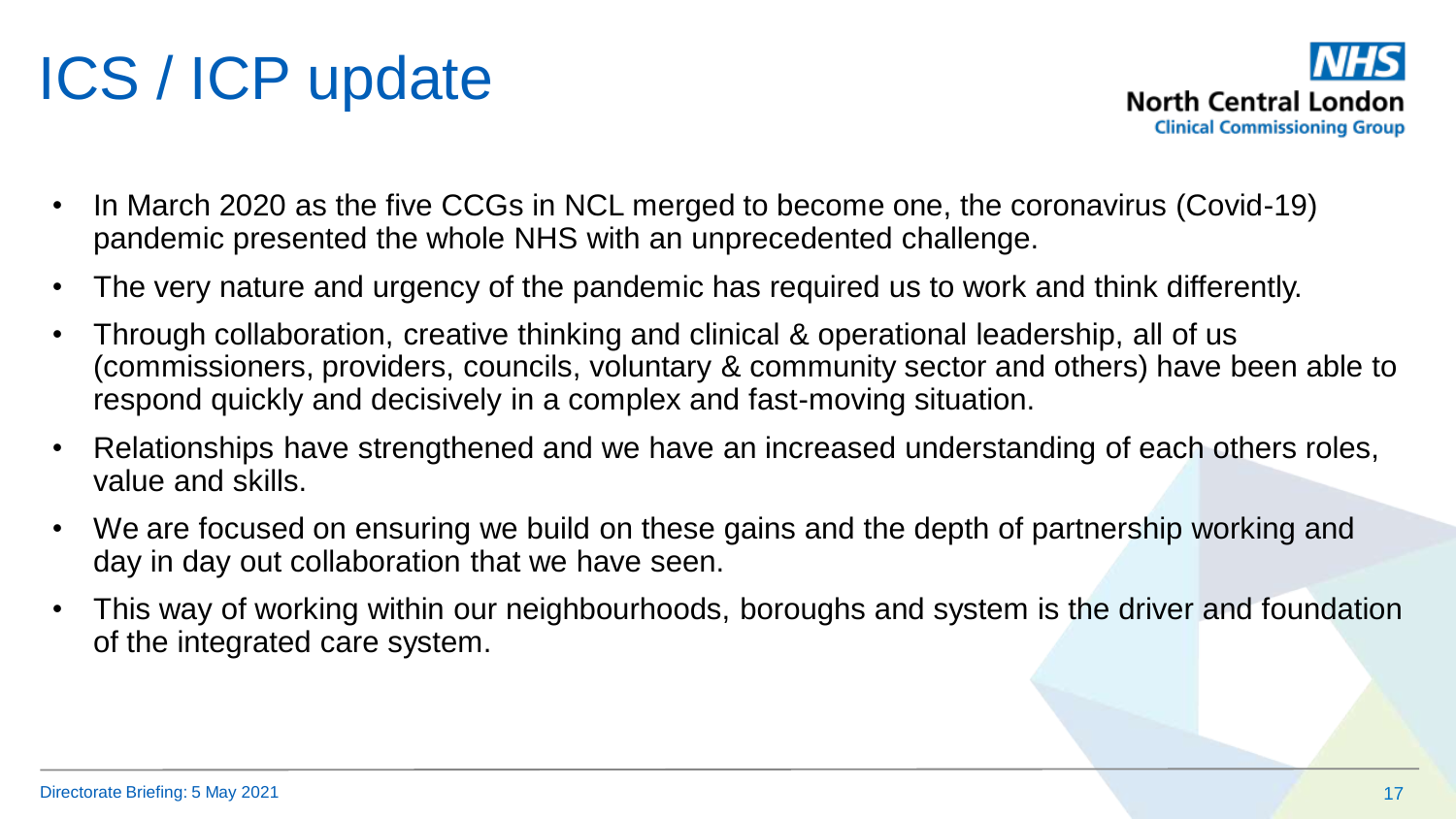# ICS / ICP update

- In March 2020 as the five CCGs in NCL merged to become one, the coronavirus (Covid-19) pandemic presented the whole NHS with an unprecedented challenge.
- The very nature and urgency of the pandemic has required us to work and think differently.
- Through collaboration, creative thinking and clinical & operational leadership, all of us (commissioners, providers, councils, voluntary & community sector and others) have been able to respond quickly and decisively in a complex and fast-moving situation.
- Relationships have strengthened and we have an increased understanding of each others roles, value and skills.
- We are focused on ensuring we build on these gains and the depth of partnership working and day in day out collaboration that we have seen.
- This way of working within our neighbourhoods, boroughs and system is the driver and foundation of the integrated care system.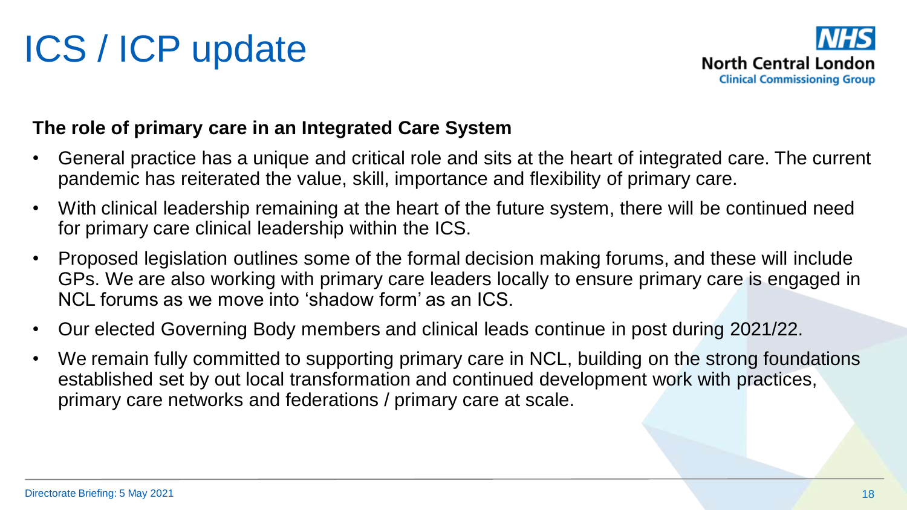# ICS / ICP update

**The role of primary care in an Integrated Care System**

- General practice has a unique and critical role and sits at the heart of integrated care. The current pandemic has reiterated the value, skill, importance and flexibility of primary care.
- With clinical leadership remaining at the heart of the future system, there will be continued need for primary care clinical leadership within the ICS.
- Proposed legislation outlines some of the formal decision making forums, and these will include GPs. We are also working with primary care leaders locally to ensure primary care is engaged in NCL forums as we move into 'shadow form' as an ICS.
- Our elected Governing Body members and clinical leads continue in post during 2021/22.
- We remain fully committed to supporting primary care in NCL, building on the strong foundations established set by out local transformation and continued development work with practices, primary care networks and federations / primary care at scale.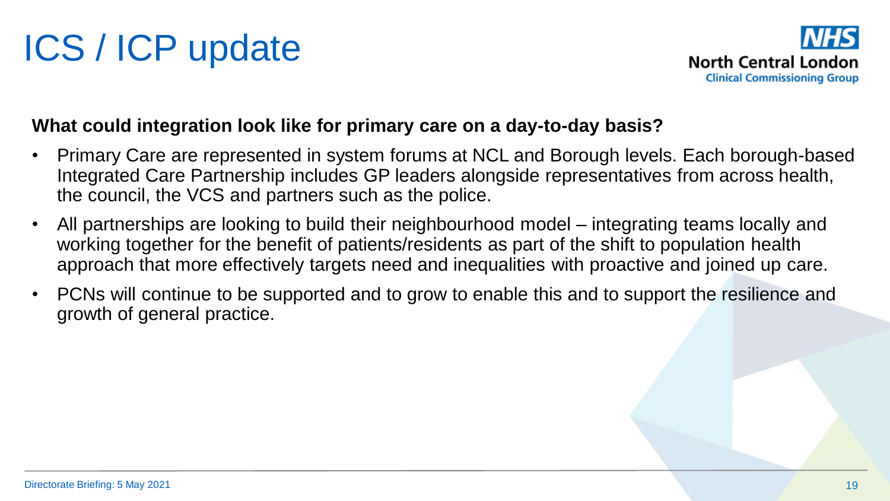# ICS / ICP update

NHS North Central London Clinical Commissioning Group

**What could integration look like for primary care on a day-to-day basis?**

- Primary Care are represented in system forums at NCL and Borough levels. Each borough-based Integrated Care Partnership includes GP leaders alongside representatives from across health, the council, the VCS and partners such as the police.
- All partnerships are looking to build their neighbourhood model – integrating teams locally and working together for the benefit of patients/residents as part of the shift to population health approach that more effectively targets need and inequalities with proactive and joined up care.
- PCNs will continue to be supported and to grow to enable this and to support the resilience and growth of general practice.

Directorate Briefing: 5 May 2021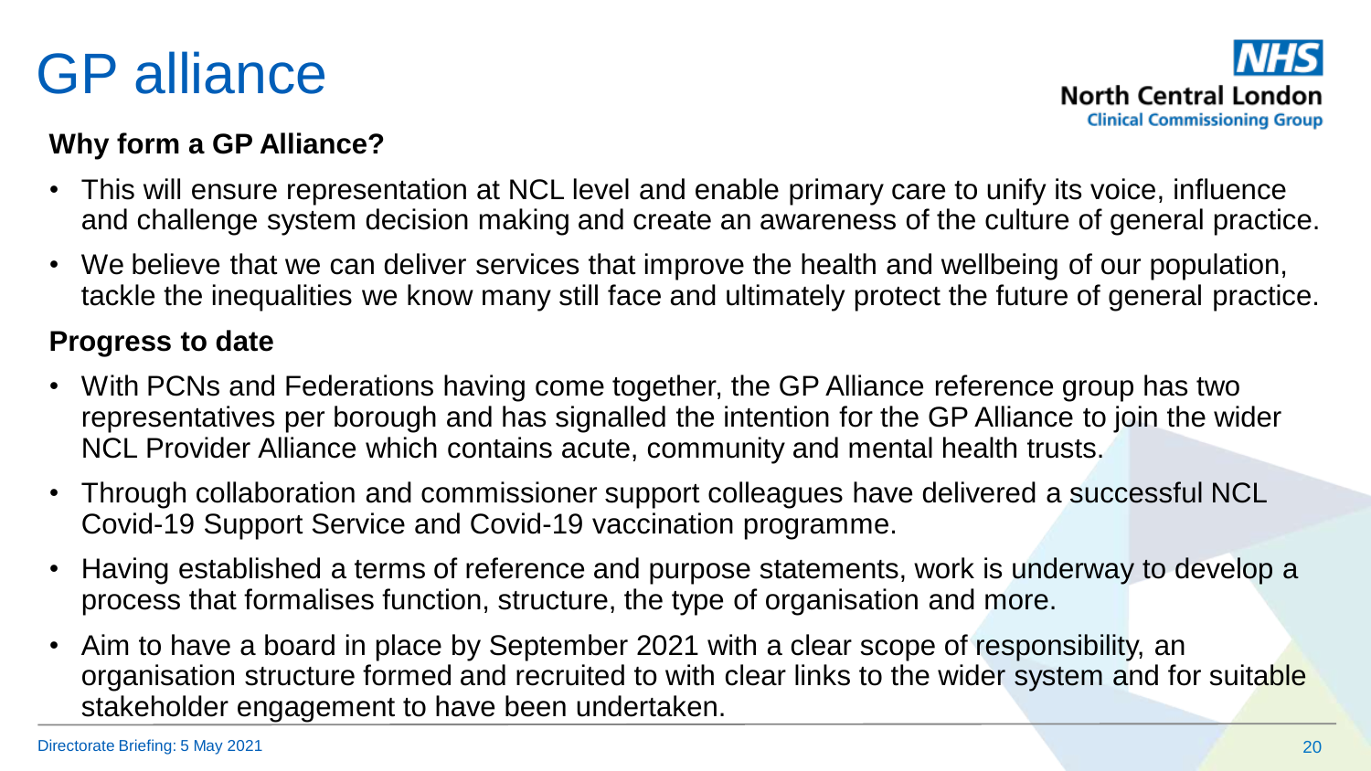# GP alliance

**Why form a GP Alliance?**

- This will ensure representation at NCL level and enable primary care to unify its voice, influence and challenge system decision making and create an awareness of the culture of general practice.
- We believe that we can deliver services that improve the health and wellbeing of our population, tackle the inequalities we know many still face and ultimately protect the future of general practice.

**Progress to date**

- With PCNs and Federations having come together, the GP Alliance reference group has two representatives per borough and has signalled the intention for the GP Alliance to join the wider NCL Provider Alliance which contains acute, community and mental health trusts.
- Through collaboration and commissioner support colleagues have delivered a successful NCL Covid-19 Support Service and Covid-19 vaccination programme.
- Having established a terms of reference and purpose statements, work is underway to develop a process that formalises function, structure, the type of organisation and more.
- Aim to have a board in place by September 2021 with a clear scope of responsibility, an organisation structure formed and recruited to with clear links to the wider system and for suitable stakeholder engagement to have been undertaken.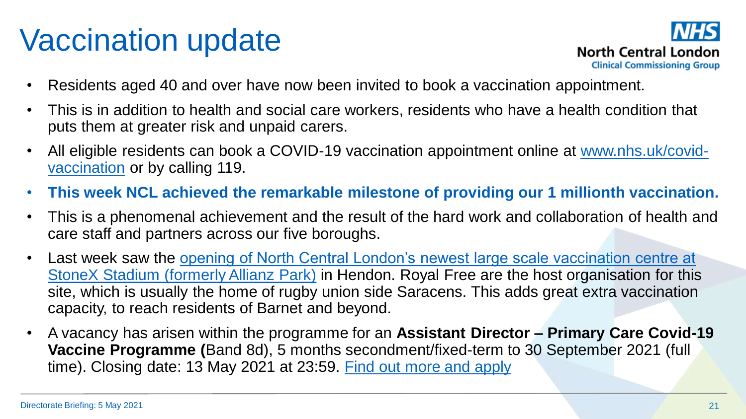# Vaccination update

NHS
North Central London
Clinical Commissioning Group

- Residents aged 40 and over have now been invited to book a vaccination appointment.
- This is in addition to health and social care workers, residents who have a health condition that puts them at greater risk and unpaid carers.
- All eligible residents can book a COVID-19 vaccination appointment online at www.nhs.uk/covid-vaccination or by calling 119.
- **This week NCL achieved the remarkable milestone of providing our 1 millionth vaccination.**
- This is a phenomenal achievement and the result of the hard work and collaboration of health and care staff and partners across our five boroughs.
- Last week saw the opening of North Central London's newest large scale vaccination centre at StoneX Stadium (formerly Allianz Park) in Hendon. Royal Free are the host organisation for this site, which is usually the home of rugby union side Saracens. This adds great extra vaccination capacity, to reach residents of Barnet and beyond.
- A vacancy has arisen within the programme for an **Assistant Director – Primary Care Covid-19 Vaccine Programme (**Band 8d), 5 months secondment/fixed-term to 30 September 2021 (full time). Closing date: 13 May 2021 at 23:59. Find out more and apply

Directorate Briefing: 5 May 2021